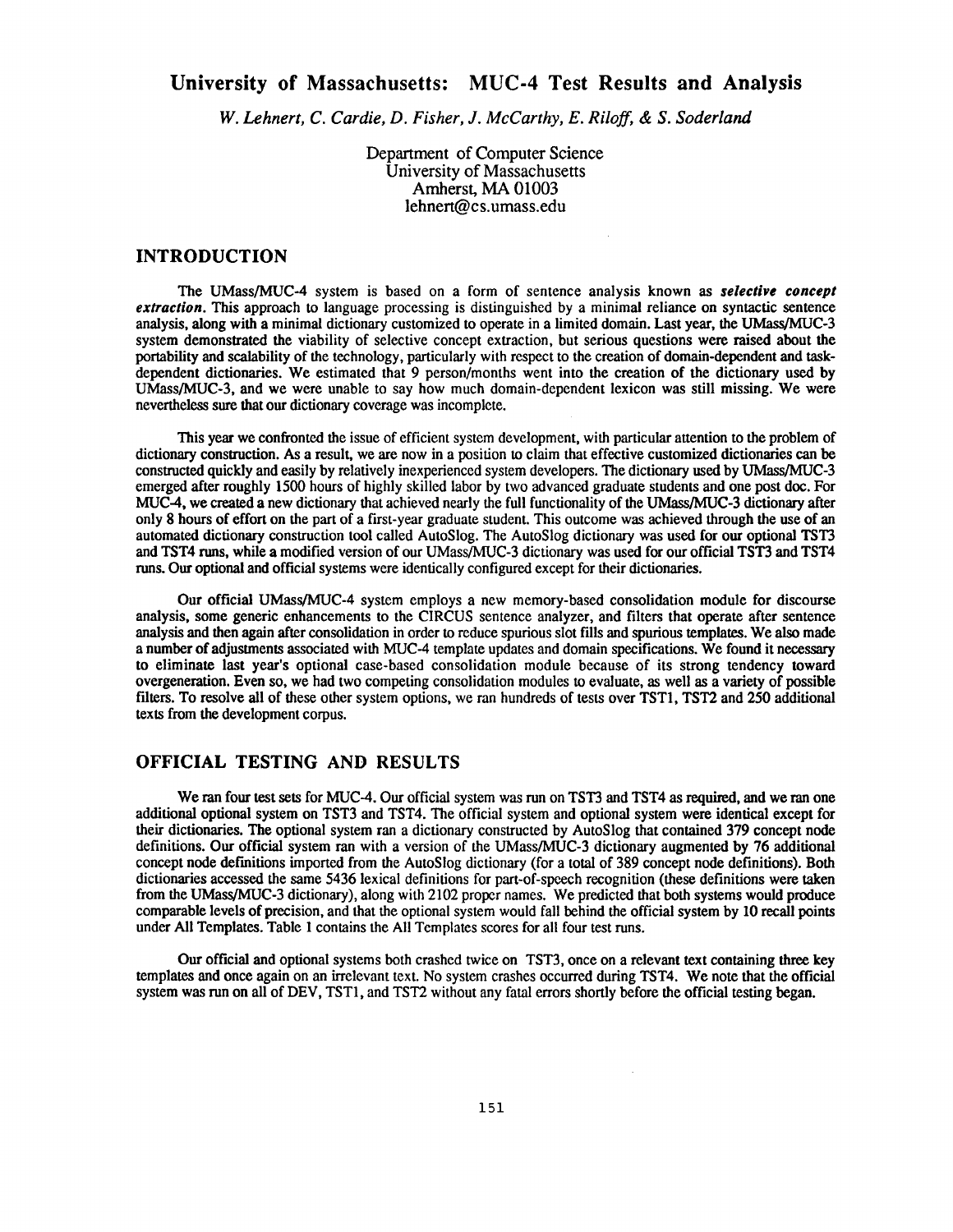# University of Massachusetts: MUC-4 Test Results and Analysis

*W. Lehnert, C. Cardie, D. Fisher, J. McCarthy, E. Riloff, & S. Soderland*

Department of Computer Science
University of Massachusetts
Amherst, MA 01003
lehnert@cs.umass.edu

## INTRODUCTION

The UMass/MUC-4 system is based on a form of sentence analysis known as ***selective concept extraction***. This approach to language processing is distinguished by a minimal reliance on syntactic sentence analysis, along with a minimal dictionary customized to operate in a limited domain. Last year, the UMass/MUC-3 system demonstrated the viability of selective concept extraction, but serious questions were raised about the portability and scalability of the technology, particularly with respect to the creation of domain-dependent and task-dependent dictionaries. We estimated that 9 person/months went into the creation of the dictionary used by UMass/MUC-3, and we were unable to say how much domain-dependent lexicon was still missing. We were nevertheless sure that our dictionary coverage was incomplete.

This year we confronted the issue of efficient system development, with particular attention to the problem of dictionary construction. As a result, we are now in a position to claim that effective customized dictionaries can be constructed quickly and easily by relatively inexperienced system developers. The dictionary used by UMass/MUC-3 emerged after roughly 1500 hours of highly skilled labor by two advanced graduate students and one post doc. For MUC-4, we created a new dictionary that achieved nearly the full functionality of the UMass/MUC-3 dictionary after only 8 hours of effort on the part of a first-year graduate student. This outcome was achieved through the use of an automated dictionary construction tool called AutoSlog. The AutoSlog dictionary was used for our optional TST3 and TST4 runs, while a modified version of our UMass/MUC-3 dictionary was used for our official TST3 and TST4 runs. Our optional and official systems were identically configured except for their dictionaries.

Our official UMass/MUC-4 system employs a new memory-based consolidation module for discourse analysis, some generic enhancements to the CIRCUS sentence analyzer, and filters that operate after sentence analysis and then again after consolidation in order to reduce spurious slot fills and spurious templates. We also made a number of adjustments associated with MUC-4 template updates and domain specifications. We found it necessary to eliminate last year's optional case-based consolidation module because of its strong tendency toward overgeneration. Even so, we had two competing consolidation modules to evaluate, as well as a variety of possible filters. To resolve all of these other system options, we ran hundreds of tests over TST1, TST2 and 250 additional texts from the development corpus.

## OFFICIAL TESTING AND RESULTS

We ran four test sets for MUC-4. Our official system was run on TST3 and TST4 as required, and we ran one additional optional system on TST3 and TST4. The official system and optional system were identical except for their dictionaries. The optional system ran a dictionary constructed by AutoSlog that contained 379 concept node definitions. Our official system ran with a version of the UMass/MUC-3 dictionary augmented by 76 additional concept node definitions imported from the AutoSlog dictionary (for a total of 389 concept node definitions). Both dictionaries accessed the same 5436 lexical definitions for part-of-speech recognition (these definitions were taken from the UMass/MUC-3 dictionary), along with 2102 proper names. We predicted that both systems would produce comparable levels of precision, and that the optional system would fall behind the official system by 10 recall points under All Templates. Table 1 contains the All Templates scores for all four test runs.

Our official and optional systems both crashed twice on TST3, once on a relevant text containing three key templates and once again on an irrelevant text. No system crashes occurred during TST4. We note that the official system was run on all of DEV, TST1, and TST2 without any fatal errors shortly before the official testing began.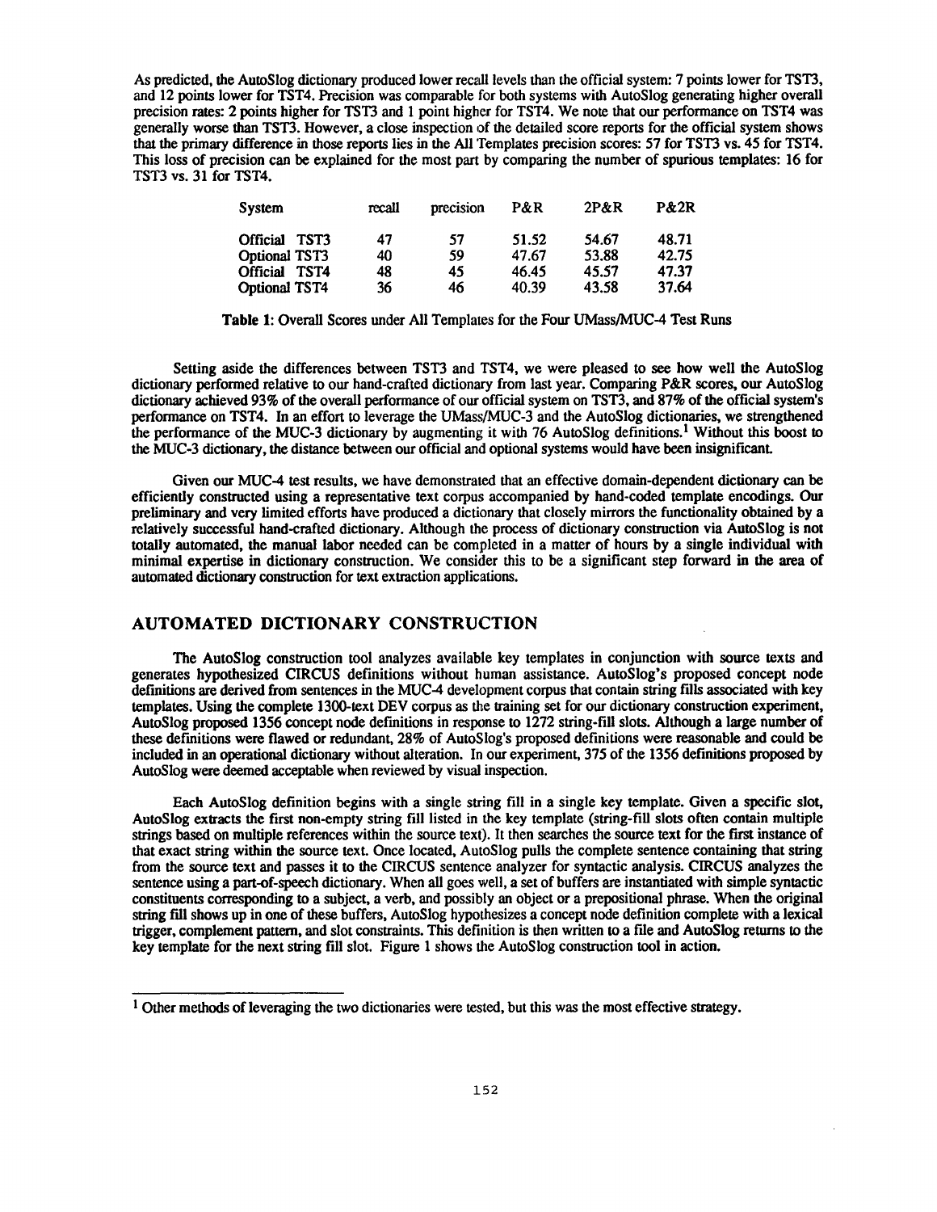As predicted, the AutoSlog dictionary produced lower recall levels than the official system: 7 points lower for TST3, and 12 points lower for TST4. Precision was comparable for both systems with AutoSlog generating higher overall precision rates: 2 points higher for TST3 and 1 point higher for TST4. We note that our performance on TST4 was generally worse than TST3. However, a close inspection of the detailed score reports for the official system shows that the primary difference in those reports lies in the All Templates precision scores: 57 for TST3 vs. 45 for TST4. This loss of precision can be explained for the most part by comparing the number of spurious templates: 16 for TST3 vs. 31 for TST4.

| System | recall | precision | P&R | 2P&R | P&2R |
|---|---|---|---|---|---|
| Official TST3 | 47 | 57 | 51.52 | 54.67 | 48.71 |
| Optional TST3 | 40 | 59 | 47.67 | 53.88 | 42.75 |
| Official TST4 | 48 | 45 | 46.45 | 45.57 | 47.37 |
| Optional TST4 | 36 | 46 | 40.39 | 43.58 | 37.64 |

**Table 1:** Overall Scores under All Templates for the Four UMass/MUC-4 Test Runs

Setting aside the differences between TST3 and TST4, we were pleased to see how well the AutoSlog dictionary performed relative to our hand-crafted dictionary from last year. Comparing P&R scores, our AutoSlog dictionary achieved 93% of the overall performance of our official system on TST3, and 87% of the official system's performance on TST4. In an effort to leverage the UMass/MUC-3 and the AutoSlog dictionaries, we strengthened the performance of the MUC-3 dictionary by augmenting it with 76 AutoSlog definitions.[1] Without this boost to the MUC-3 dictionary, the distance between our official and optional systems would have been insignificant.

Given our MUC-4 test results, we have demonstrated that an effective domain-dependent dictionary can be efficiently constructed using a representative text corpus accompanied by hand-coded template encodings. Our preliminary and very limited efforts have produced a dictionary that closely mirrors the functionality obtained by a relatively successful hand-crafted dictionary. Although the process of dictionary construction via AutoSlog is not totally automated, the manual labor needed can be completed in a matter of hours by a single individual with minimal expertise in dictionary construction. We consider this to be a significant step forward in the area of automated dictionary construction for text extraction applications.

## AUTOMATED DICTIONARY CONSTRUCTION

The AutoSlog construction tool analyzes available key templates in conjunction with source texts and generates hypothesized CIRCUS definitions without human assistance. AutoSlog's proposed concept node definitions are derived from sentences in the MUC-4 development corpus that contain string fills associated with key templates. Using the complete 1300-text DEV corpus as the training set for our dictionary construction experiment, AutoSlog proposed 1356 concept node definitions in response to 1272 string-fill slots. Although a large number of these definitions were flawed or redundant, 28% of AutoSlog's proposed definitions were reasonable and could be included in an operational dictionary without alteration. In our experiment, 375 of the 1356 definitions proposed by AutoSlog were deemed acceptable when reviewed by visual inspection.

Each AutoSlog definition begins with a single string fill in a single key template. Given a specific slot, AutoSlog extracts the first non-empty string fill listed in the key template (string-fill slots often contain multiple strings based on multiple references within the source text). It then searches the source text for the first instance of that exact string within the source text. Once located, AutoSlog pulls the complete sentence containing that string from the source text and passes it to the CIRCUS sentence analyzer for syntactic analysis. CIRCUS analyzes the sentence using a part-of-speech dictionary. When all goes well, a set of buffers are instantiated with simple syntactic constituents corresponding to a subject, a verb, and possibly an object or a prepositional phrase. When the original string fill shows up in one of these buffers, AutoSlog hypothesizes a concept node definition complete with a lexical trigger, complement pattern, and slot constraints. This definition is then written to a file and AutoSlog returns to the key template for the next string fill slot. Figure 1 shows the AutoSlog construction tool in action.

---

[1] Other methods of leveraging the two dictionaries were tested, but this was the most effective strategy.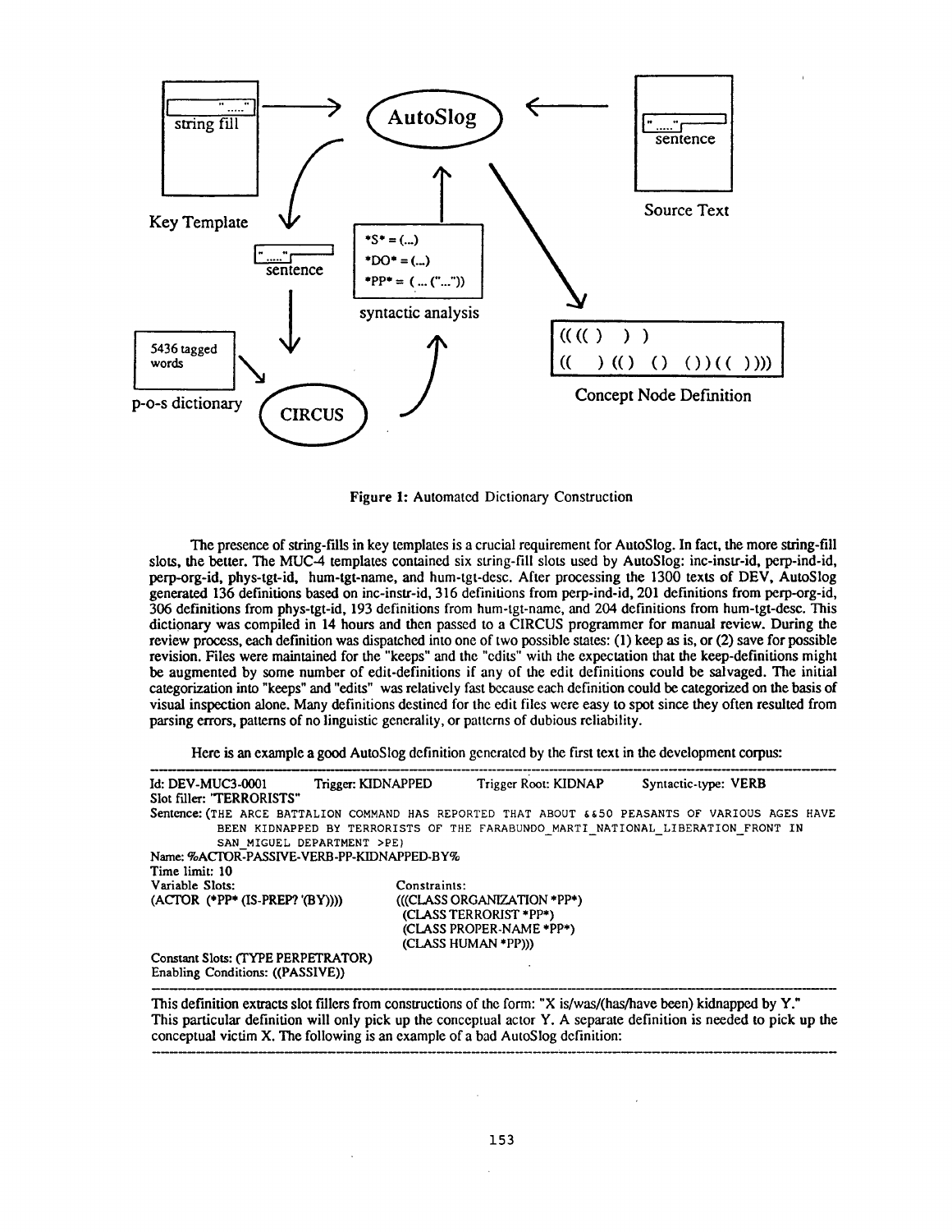Figure 1: Automated Dictionary Construction

The presence of string-fills in key templates is a crucial requirement for AutoSlog. In fact, the more string-fill slots, the better. The MUC-4 templates contained six string-fill slots used by AutoSlog: inc-instr-id, perp-ind-id, perp-org-id, phys-tgt-id, hum-tgt-name, and hum-tgt-desc. After processing the 1300 texts of DEV, AutoSlog generated 136 definitions based on inc-instr-id, 316 definitions from perp-ind-id, 201 definitions from perp-org-id, 306 definitions from phys-tgt-id, 193 definitions from hum-tgt-name, and 204 definitions from hum-tgt-desc. This dictionary was compiled in 14 hours and then passed to a CIRCUS programmer for manual review. During the review process, each definition was dispatched into one of two possible states: (1) keep as is, or (2) save for possible revision. Files were maintained for the "keeps" and the "edits" with the expectation that the keep-definitions might be augmented by some number of edit-definitions if any of the edit definitions could be salvaged. The initial categorization into "keeps" and "edits" was relatively fast because each definition could be categorized on the basis of visual inspection alone. Many definitions destined for the edit files were easy to spot since they often resulted from parsing errors, patterns of no linguistic generality, or patterns of dubious reliability.

Here is an example a good AutoSlog definition generated by the first text in the development corpus:

---

```
Id: DEV-MUC3-0001        Trigger: KIDNAPPED        Trigger Root: KIDNAP        Syntactic-type: VERB
Slot filler: "TERRORISTS"
Sentence: (THE ARCE BATTALION COMMAND HAS REPORTED THAT ABOUT &&50 PEASANTS OF VARIOUS AGES HAVE
          BEEN KIDNAPPED BY TERRORISTS OF THE FARABUNDO_MARTI_NATIONAL_LIBERATION_FRONT IN
          SAN_MIGUEL DEPARTMENT >PE)
Name: %ACTOR-PASSIVE-VERB-PP-KIDNAPPED-BY%
Time limit: 10
Variable Slots:                      Constraints:
(ACTOR (*PP* (IS-PREP? '(BY))))      (((CLASS ORGANIZATION *PP*)
                                       (CLASS TERRORIST *PP*)
                                       (CLASS PROPER-NAME *PP*)
                                       (CLASS HUMAN *PP*)))
Constant Slots: (TYPE PERPETRATOR)
Enabling Conditions: ((PASSIVE))
```

---

This definition extracts slot fillers from constructions of the form: "X is/was/(has/have been) kidnapped by Y." This particular definition will only pick up the conceptual actor Y. A separate definition is needed to pick up the conceptual victim X. The following is an example of a bad AutoSlog definition:

---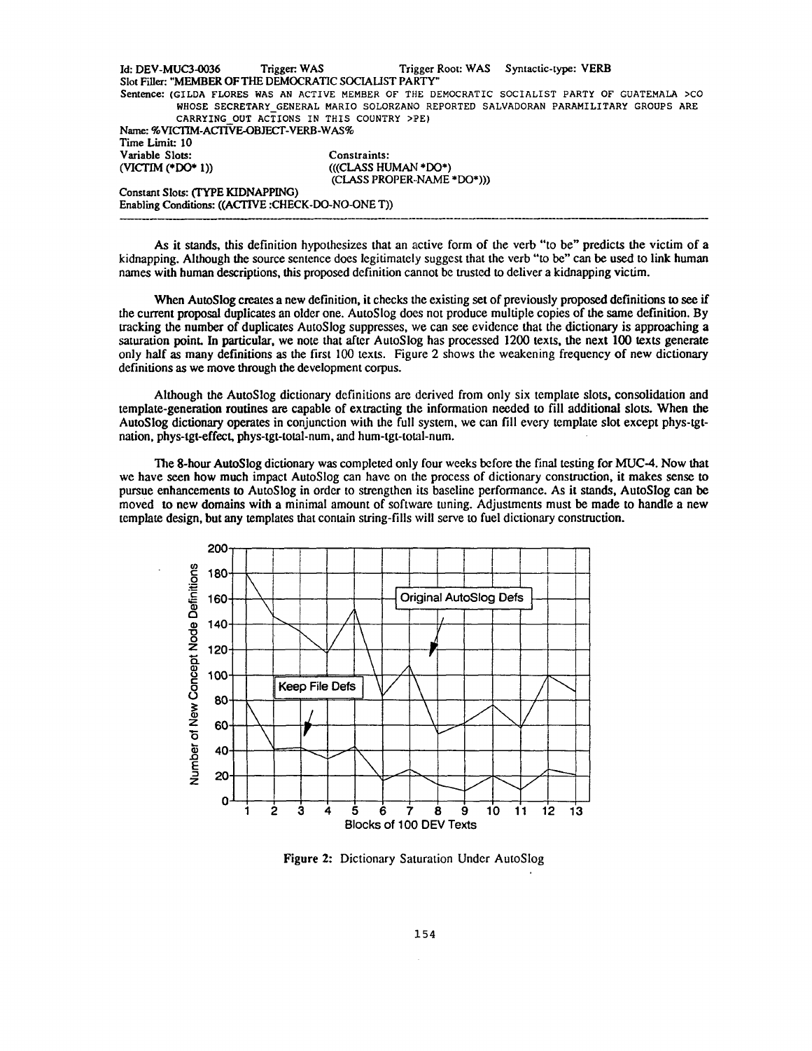```
Id: DEV-MUC3-0036          Trigger: WAS          Trigger Root: WAS     Syntactic-type: VERB
Slot Filler: "MEMBER OF THE DEMOCRATIC SOCIALIST PARTY"
Sentence: (GILDA FLORES WAS AN ACTIVE MEMBER OF THE DEMOCRATIC SOCIALIST PARTY OF GUATEMALA >CO
          WHOSE SECRETARY_GENERAL MARIO SOLORZANO REPORTED SALVADORAN PARAMILITARY GROUPS ARE
          CARRYING_OUT ACTIONS IN THIS COUNTRY >PE)
Name: %VICTIM-ACTIVE-OBJECT-VERB-WAS%
Time Limit: 10
Variable Slots:                        Constraints:
(VICTIM (*DO* 1))                      (((CLASS HUMAN *DO*)
                                        (CLASS PROPER-NAME *DO*)))
Constant Slots: (TYPE KIDNAPPING)
Enabling Conditions: ((ACTIVE :CHECK-DO-NO-ONE T))
```

As it stands, this definition hypothesizes that an active form of the verb "to be" predicts the victim of a kidnapping. Although the source sentence does legitimately suggest that the verb "to be" can be used to link human names with human descriptions, this proposed definition cannot be trusted to deliver a kidnapping victim.

When AutoSlog creates a new definition, it checks the existing set of previously proposed definitions to see if the current proposal duplicates an older one. AutoSlog does not produce multiple copies of the same definition. By tracking the number of duplicates AutoSlog suppresses, we can see evidence that the dictionary is approaching a saturation point. In particular, we note that after AutoSlog has processed 1200 texts, the next 100 texts generate only half as many definitions as the first 100 texts. Figure 2 shows the weakening frequency of new dictionary definitions as we move through the development corpus.

Although the AutoSlog dictionary definitions are derived from only six template slots, consolidation and template-generation routines are capable of extracting the information needed to fill additional slots. When the AutoSlog dictionary operates in conjunction with the full system, we can fill every template slot except phys-tgt-nation, phys-tgt-effect, phys-tgt-total-num, and hum-tgt-total-num.

The 8-hour AutoSlog dictionary was completed only four weeks before the final testing for MUC-4. Now that we have seen how much impact AutoSlog can have on the process of dictionary construction, it makes sense to pursue enhancements to AutoSlog in order to strengthen its baseline performance. As it stands, AutoSlog can be moved to new domains with a minimal amount of software tuning. Adjustments must be made to handle a new template design, but any templates that contain string-fills will serve to fuel dictionary construction.

**Figure 2:** Dictionary Saturation Under AutoSlog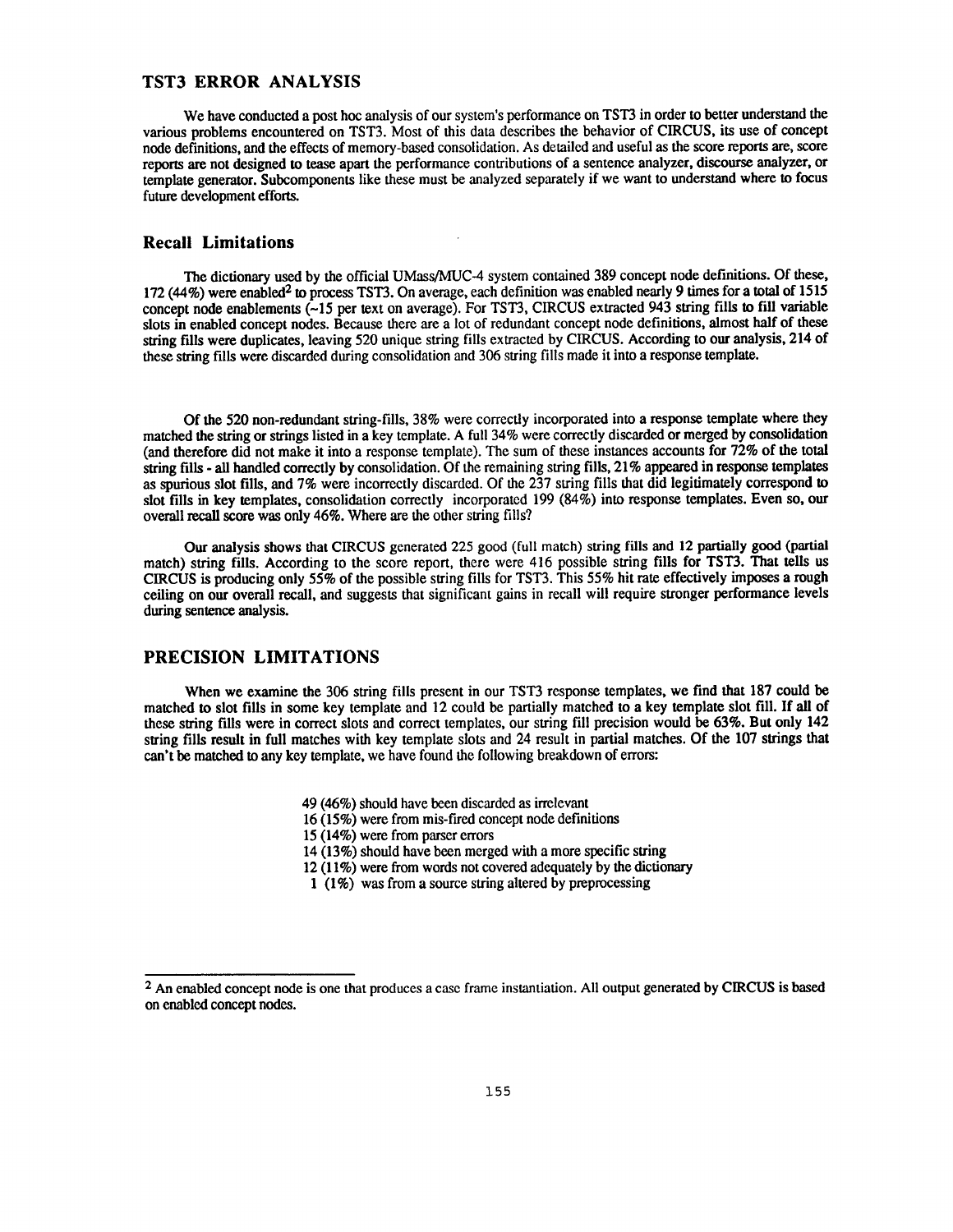## TST3 ERROR ANALYSIS

We have conducted a post hoc analysis of our system's performance on TST3 in order to better understand the various problems encountered on TST3. Most of this data describes the behavior of CIRCUS, its use of concept node definitions, and the effects of memory-based consolidation. As detailed and useful as the score reports are, score reports are not designed to tease apart the performance contributions of a sentence analyzer, discourse analyzer, or template generator. Subcomponents like these must be analyzed separately if we want to understand where to focus future development efforts.

### Recall Limitations

The dictionary used by the official UMass/MUC-4 system contained 389 concept node definitions. Of these, 172 (44%) were enabled[2] to process TST3. On average, each definition was enabled nearly 9 times for a total of 1515 concept node enablements (~15 per text on average). For TST3, CIRCUS extracted 943 string fills to fill variable slots in enabled concept nodes. Because there are a lot of redundant concept node definitions, almost half of these string fills were duplicates, leaving 520 unique string fills extracted by CIRCUS. According to our analysis, 214 of these string fills were discarded during consolidation and 306 string fills made it into a response template.

Of the 520 non-redundant string-fills, 38% were correctly incorporated into a response template where they matched the string or strings listed in a key template. A full 34% were correctly discarded or merged by consolidation (and therefore did not make it into a response template). The sum of these instances accounts for 72% of the total string fills - all handled correctly by consolidation. Of the remaining string fills, 21% appeared in response templates as spurious slot fills, and 7% were incorrectly discarded. Of the 237 string fills that did legitimately correspond to slot fills in key templates, consolidation correctly incorporated 199 (84%) into response templates. Even so, our overall recall score was only 46%. Where are the other string fills?

Our analysis shows that CIRCUS generated 225 good (full match) string fills and 12 partially good (partial match) string fills. According to the score report, there were 416 possible string fills for TST3. That tells us CIRCUS is producing only 55% of the possible string fills for TST3. This 55% hit rate effectively imposes a rough ceiling on our overall recall, and suggests that significant gains in recall will require stronger performance levels during sentence analysis.

## PRECISION LIMITATIONS

When we examine the 306 string fills present in our TST3 response templates, we find that 187 could be matched to slot fills in some key template and 12 could be partially matched to a key template slot fill. If all of these string fills were in correct slots and correct templates, our string fill precision would be 63%. But only 142 string fills result in full matches with key template slots and 24 result in partial matches. Of the 107 strings that can't be matched to any key template, we have found the following breakdown of errors:

- 49 (46%) should have been discarded as irrelevant
- 16 (15%) were from mis-fired concept node definitions
- 15 (14%) were from parser errors
- 14 (13%) should have been merged with a more specific string
- 12 (11%) were from words not covered adequately by the dictionary
- 1 (1%) was from a source string altered by preprocessing

---

[2] An enabled concept node is one that produces a case frame instantiation. All output generated by CIRCUS is based on enabled concept nodes.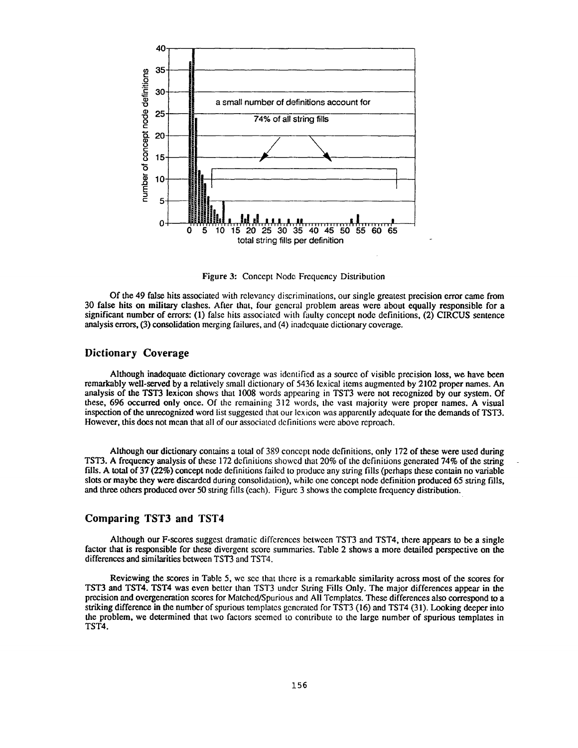Figure 3: Concept Node Frequency Distribution

Of the 49 false hits associated with relevancy discriminations, our single greatest precision error came from 30 false hits on military clashes. After that, four general problem areas were about equally responsible for a significant number of errors: (1) false hits associated with faulty concept node definitions, (2) CIRCUS sentence analysis errors, (3) consolidation merging failures, and (4) inadequate dictionary coverage.

## Dictionary Coverage

Although inadequate dictionary coverage was identified as a source of visible precision loss, we have been remarkably well-served by a relatively small dictionary of 5436 lexical items augmented by 2102 proper names. An analysis of the TST3 lexicon shows that 1008 words appearing in TST3 were not recognized by our system. Of these, 696 occurred only once. Of the remaining 312 words, the vast majority were proper names. A visual inspection of the unrecognized word list suggested that our lexicon was apparently adequate for the demands of TST3. However, this does not mean that all of our associated definitions were above reproach.

Although our dictionary contains a total of 389 concept node definitions, only 172 of these were used during TST3. A frequency analysis of these 172 definitions showed that 20% of the definitions generated 74% of the string fills. A total of 37 (22%) concept node definitions failed to produce any string fills (perhaps these contain no variable slots or maybe they were discarded during consolidation), while one concept node definition produced 65 string fills, and three others produced over 50 string fills (each). Figure 3 shows the complete frequency distribution.

## Comparing TST3 and TST4

Although our F-scores suggest dramatic differences between TST3 and TST4, there appears to be a single factor that is responsible for these divergent score summaries. Table 2 shows a more detailed perspective on the differences and similarities between TST3 and TST4.

Reviewing the scores in Table 5, we see that there is a remarkable similarity across most of the scores for TST3 and TST4. TST4 was even better than TST3 under String Fills Only. The major differences appear in the precision and overgeneration scores for Matched/Spurious and All Templates. These differences also correspond to a striking difference in the number of spurious templates generated for TST3 (16) and TST4 (31). Looking deeper into the problem, we determined that two factors seemed to contribute to the large number of spurious templates in TST4.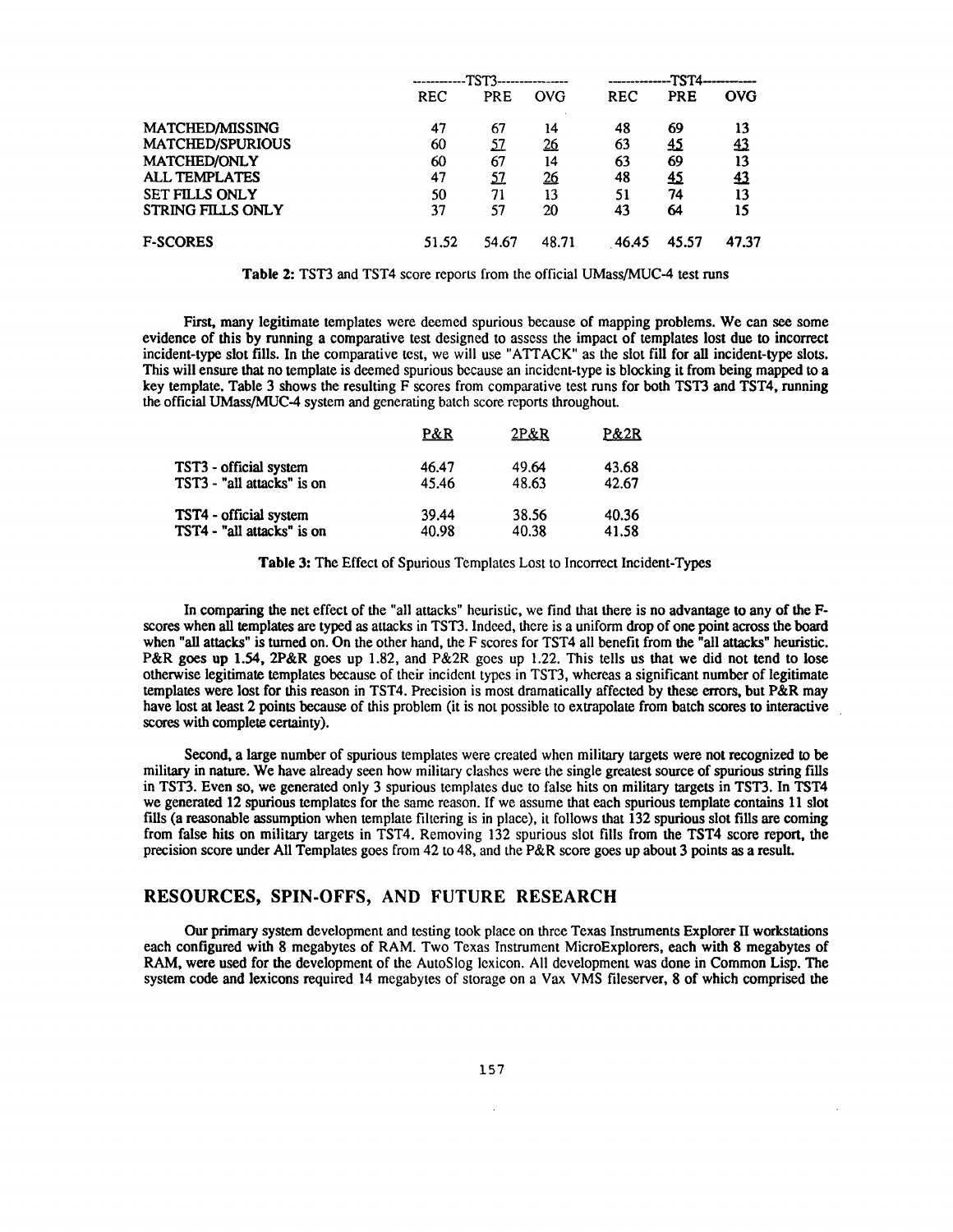| | TST3 | | | TST4 | | |
|---|---|---|---|---|---|---|
| | REC | PRE | OVG | REC | PRE | OVG |
| MATCHED/MISSING | 47 | 67 | 14 | 48 | 69 | 13 |
| MATCHED/SPURIOUS | 60 | 57 | 26 | 63 | 45 | 43 |
| MATCHED/ONLY | 60 | 67 | 14 | 63 | 69 | 13 |
| ALL TEMPLATES | 47 | 57 | 26 | 48 | 45 | 43 |
| SET FILLS ONLY | 50 | 71 | 13 | 51 | 74 | 13 |
| STRING FILLS ONLY | 37 | 57 | 20 | 43 | 64 | 15 |
| F-SCORES | 51.52 | 54.67 | 48.71 | 46.45 | 45.57 | 47.37 |

**Table 2:** TST3 and TST4 score reports from the official UMass/MUC-4 test runs

First, many legitimate templates were deemed spurious because of mapping problems. We can see some evidence of this by running a comparative test designed to assess the impact of templates lost due to incorrect incident-type slot fills. In the comparative test, we will use "ATTACK" as the slot fill for all incident-type slots. This will ensure that no template is deemed spurious because an incident-type is blocking it from being mapped to a key template. Table 3 shows the resulting F scores from comparative test runs for both TST3 and TST4, running the official UMass/MUC-4 system and generating batch score reports throughout.

| | P&R | 2P&R | P&2R |
|---|---|---|---|
| TST3 - official system | 46.47 | 49.64 | 43.68 |
| TST3 - "all attacks" is on | 45.46 | 48.63 | 42.67 |
| TST4 - official system | 39.44 | 38.56 | 40.36 |
| TST4 - "all attacks" is on | 40.98 | 40.38 | 41.58 |

**Table 3:** The Effect of Spurious Templates Lost to Incorrect Incident-Types

In comparing the net effect of the "all attacks" heuristic, we find that there is no advantage to any of the F-scores when all templates are typed as attacks in TST3. Indeed, there is a uniform drop of one point across the board when "all attacks" is turned on. On the other hand, the F scores for TST4 all benefit from the "all attacks" heuristic. P&R goes up 1.54, 2P&R goes up 1.82, and P&2R goes up 1.22. This tells us that we did not tend to lose otherwise legitimate templates because of their incident types in TST3, whereas a significant number of legitimate templates were lost for this reason in TST4. Precision is most dramatically affected by these errors, but P&R may have lost at least 2 points because of this problem (it is not possible to extrapolate from batch scores to interactive scores with complete certainty).

Second, a large number of spurious templates were created when military targets were not recognized to be military in nature. We have already seen how military clashes were the single greatest source of spurious string fills in TST3. Even so, we generated only 3 spurious templates due to false hits on military targets in TST3. In TST4 we generated 12 spurious templates for the same reason. If we assume that each spurious template contains 11 slot fills (a reasonable assumption when template filtering is in place), it follows that 132 spurious slot fills are coming from false hits on military targets in TST4. Removing 132 spurious slot fills from the TST4 score report, the precision score under All Templates goes from 42 to 48, and the P&R score goes up about 3 points as a result.

## RESOURCES, SPIN-OFFS, AND FUTURE RESEARCH

Our primary system development and testing took place on three Texas Instruments Explorer II workstations each configured with 8 megabytes of RAM. Two Texas Instrument MicroExplorers, each with 8 megabytes of RAM, were used for the development of the AutoSlog lexicon. All development was done in Common Lisp. The system code and lexicons required 14 megabytes of storage on a Vax VMS fileserver, 8 of which comprised the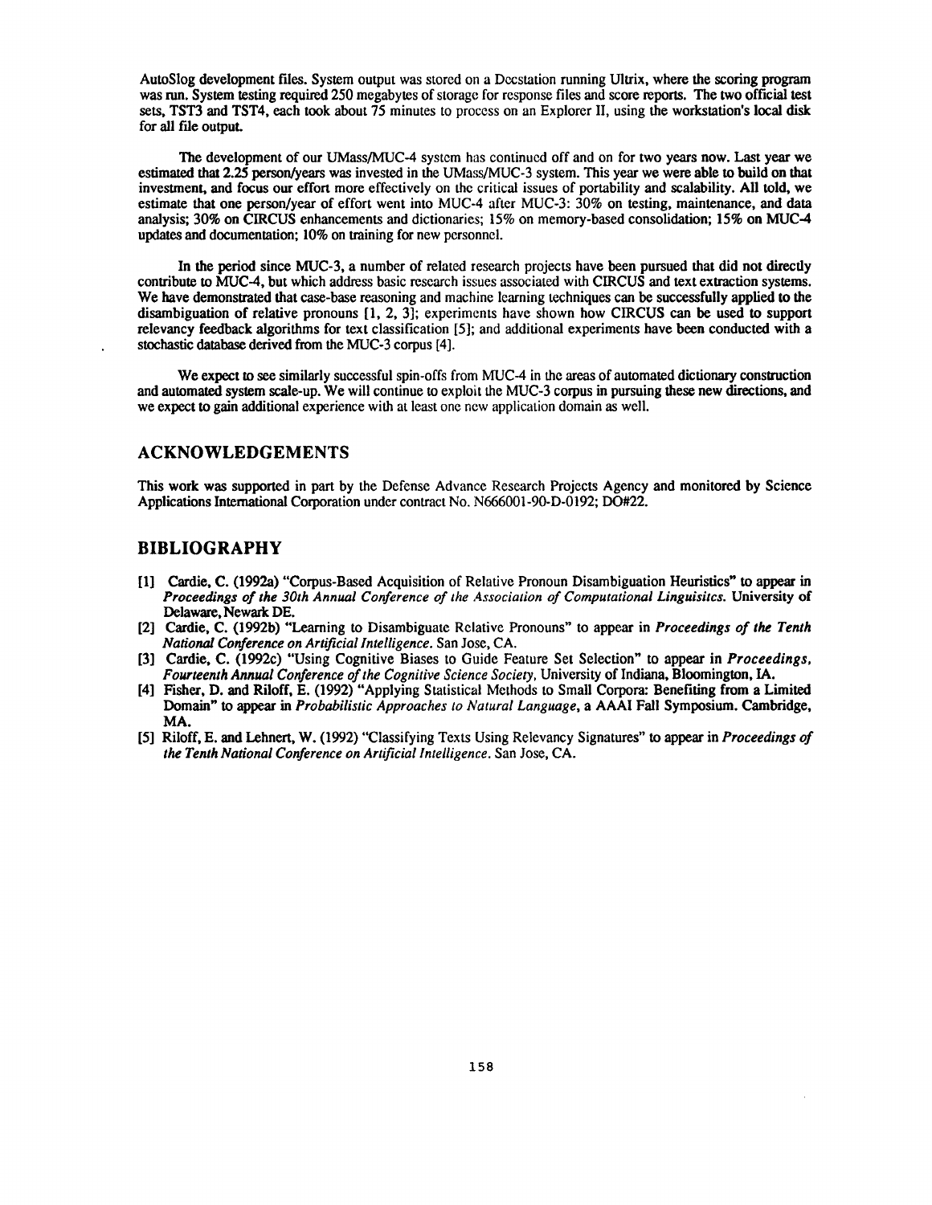AutoSlog development files. System output was stored on a Decstation running Ultrix, where the scoring program was run. System testing required 250 megabytes of storage for response files and score reports. The two official test sets, TST3 and TST4, each took about 75 minutes to process on an Explorer II, using the workstation's local disk for all file output.

The development of our UMass/MUC-4 system has continued off and on for two years now. Last year we estimated that 2.25 person/years was invested in the UMass/MUC-3 system. This year we were able to build on that investment, and focus our effort more effectively on the critical issues of portability and scalability. All told, we estimate that one person/year of effort went into MUC-4 after MUC-3: 30% on testing, maintenance, and data analysis; 30% on CIRCUS enhancements and dictionaries; 15% on memory-based consolidation; 15% on MUC-4 updates and documentation; 10% on training for new personnel.

In the period since MUC-3, a number of related research projects have been pursued that did not directly contribute to MUC-4, but which address basic research issues associated with CIRCUS and text extraction systems. We have demonstrated that case-base reasoning and machine learning techniques can be successfully applied to the disambiguation of relative pronouns [1, 2, 3]; experiments have shown how CIRCUS can be used to support relevancy feedback algorithms for text classification [5]; and additional experiments have been conducted with a stochastic database derived from the MUC-3 corpus [4].

We expect to see similarly successful spin-offs from MUC-4 in the areas of automated dictionary construction and automated system scale-up. We will continue to exploit the MUC-3 corpus in pursuing these new directions, and we expect to gain additional experience with at least one new application domain as well.

## ACKNOWLEDGEMENTS

This work was supported in part by the Defense Advance Research Projects Agency and monitored by Science Applications International Corporation under contract No. N666001-90-D-0192; DO#22.

## BIBLIOGRAPHY

[1] Cardie, C. (1992a) "Corpus-Based Acquisition of Relative Pronoun Disambiguation Heuristics" to appear in *Proceedings of the 30th Annual Conference of the Association of Computational Linguisitcs*. University of Delaware, Newark DE.

[2] Cardie, C. (1992b) "Learning to Disambiguate Relative Pronouns" to appear in *Proceedings of the Tenth National Conference on Artificial Intelligence*. San Jose, CA.

[3] Cardie, C. (1992c) "Using Cognitive Biases to Guide Feature Set Selection" to appear in *Proceedings, Fourteenth Annual Conference of the Cognitive Science Society*, University of Indiana, Bloomington, IA.

[4] Fisher, D. and Riloff, E. (1992) "Applying Statistical Methods to Small Corpora: Benefiting from a Limited Domain" to appear in *Probabilistic Approaches to Natural Language*, a AAAI Fall Symposium. Cambridge, MA.

[5] Riloff, E. and Lehnert, W. (1992) "Classifying Texts Using Relevancy Signatures" to appear in *Proceedings of the Tenth National Conference on Artificial Intelligence*. San Jose, CA.